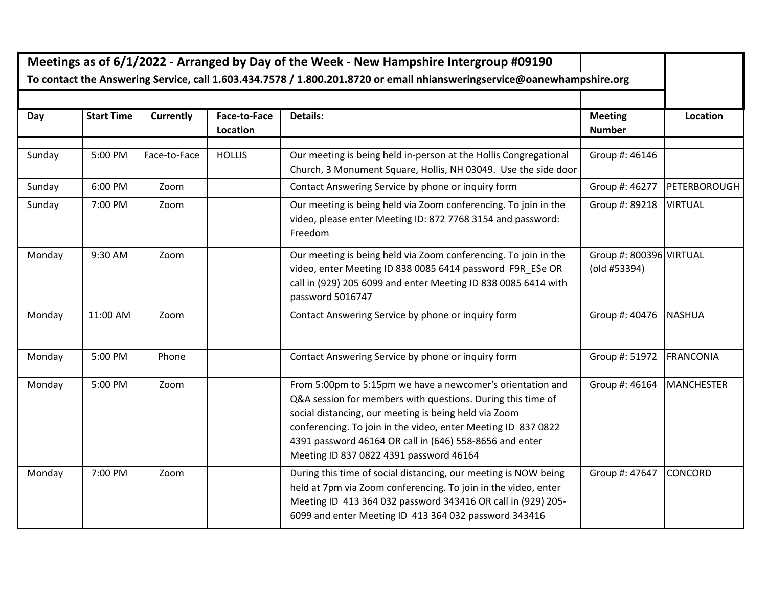**Meetings as of 6/1/2022 - Arranged by Day of the Week - New Hampshire Intergroup #09190**

**To contact the Answering Service, call 1.603.434.7578 / 1.800.201.8720 or email nhiansweringservice@oanewhampshire.org**

| Day | Start Time | Currently | Face-to-Face Location | Details: | Meeting Number | Location |
|---|---|---|---|---|---|---|
| Sunday | 5:00 PM | Face-to-Face | HOLLIS | Our meeting is being held in-person at the Hollis Congregational Church, 3 Monument Square, Hollis, NH 03049. Use the side door | Group #: 46146 | |
| Sunday | 6:00 PM | Zoom | | Contact Answering Service by phone or inquiry form | Group #: 46277 | PETERBOROUGH |
| Sunday | 7:00 PM | Zoom | | Our meeting is being held via Zoom conferencing. To join in the video, please enter Meeting ID: 872 7768 3154 and password: Freedom | Group #: 89218 | VIRTUAL |
| Monday | 9:30 AM | Zoom | | Our meeting is being held via Zoom conferencing. To join in the video, enter Meeting ID 838 0085 6414 password F9R_E$e OR call in (929) 205 6099 and enter Meeting ID 838 0085 6414 with password 5016747 | Group #: 800396 (old #53394) | VIRTUAL |
| Monday | 11:00 AM | Zoom | | Contact Answering Service by phone or inquiry form | Group #: 40476 | NASHUA |
| Monday | 5:00 PM | Phone | | Contact Answering Service by phone or inquiry form | Group #: 51972 | FRANCONIA |
| Monday | 5:00 PM | Zoom | | From 5:00pm to 5:15pm we have a newcomer's orientation and Q&A session for members with questions. During this time of social distancing, our meeting is being held via Zoom conferencing. To join in the video, enter Meeting ID 837 0822 4391 password 46164 OR call in (646) 558-8656 and enter Meeting ID 837 0822 4391 password 46164 | Group #: 46164 | MANCHESTER |
| Monday | 7:00 PM | Zoom | | During this time of social distancing, our meeting is NOW being held at 7pm via Zoom conferencing. To join in the video, enter Meeting ID 413 364 032 password 343416 OR call in (929) 205-6099 and enter Meeting ID 413 364 032 password 343416 | Group #: 47647 | CONCORD |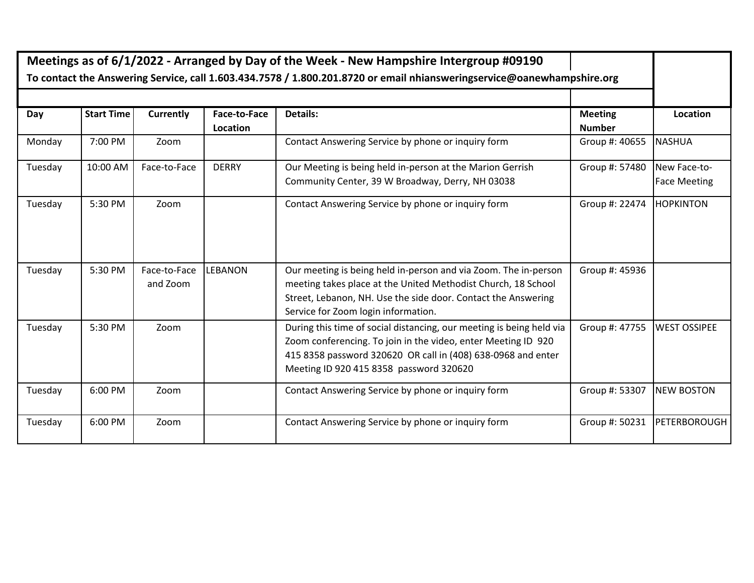**Meetings as of 6/1/2022 - Arranged by Day of the Week - New Hampshire Intergroup #09190**

**To contact the Answering Service, call 1.603.434.7578 / 1.800.201.8720 or email nhiansweringservice@oanewhampshire.org**

| Day | Start Time | Currently | Face-to-Face Location | Details: | Meeting Number | Location |
|---|---|---|---|---|---|---|
| Monday | 7:00 PM | Zoom | | Contact Answering Service by phone or inquiry form | Group #: 40655 | NASHUA |
| Tuesday | 10:00 AM | Face-to-Face | DERRY | Our Meeting is being held in-person at the Marion Gerrish Community Center, 39 W Broadway, Derry, NH 03038 | Group #: 57480 | New Face-to-Face Meeting |
| Tuesday | 5:30 PM | Zoom | | Contact Answering Service by phone or inquiry form | Group #: 22474 | HOPKINTON |
| Tuesday | 5:30 PM | Face-to-Face and Zoom | LEBANON | Our meeting is being held in-person and via Zoom. The in-person meeting takes place at the United Methodist Church, 18 School Street, Lebanon, NH. Use the side door. Contact the Answering Service for Zoom login information. | Group #: 45936 | |
| Tuesday | 5:30 PM | Zoom | | During this time of social distancing, our meeting is being held via Zoom conferencing. To join in the video, enter Meeting ID 920 415 8358 password 320620 OR call in (408) 638-0968 and enter Meeting ID 920 415 8358 password 320620 | Group #: 47755 | WEST OSSIPEE |
| Tuesday | 6:00 PM | Zoom | | Contact Answering Service by phone or inquiry form | Group #: 53307 | NEW BOSTON |
| Tuesday | 6:00 PM | Zoom | | Contact Answering Service by phone or inquiry form | Group #: 50231 | PETERBOROUGH |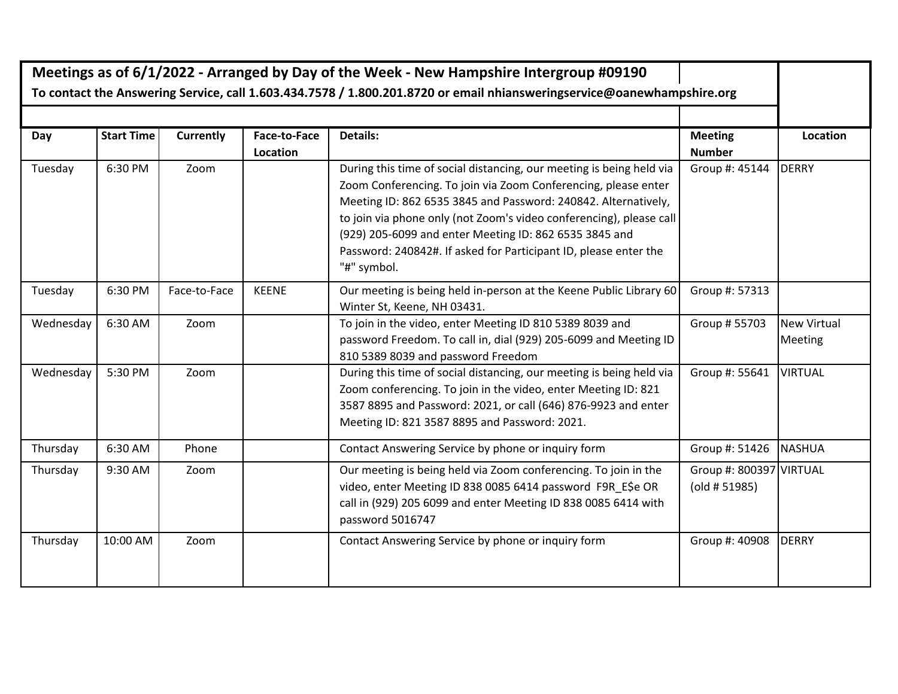**Meetings as of 6/1/2022 - Arranged by Day of the Week - New Hampshire Intergroup #09190**

**To contact the Answering Service, call 1.603.434.7578 / 1.800.201.8720 or email nhiansweringservice@oanewhampshire.org**

| Day | Start Time | Currently | Face-to-Face Location | Details: | Meeting Number | Location |
|---|---|---|---|---|---|---|
| Tuesday | 6:30 PM | Zoom | | During this time of social distancing, our meeting is being held via Zoom Conferencing. To join via Zoom Conferencing, please enter Meeting ID: 862 6535 3845 and Password: 240842. Alternatively, to join via phone only (not Zoom's video conferencing), please call (929) 205-6099 and enter Meeting ID: 862 6535 3845 and Password: 240842#. If asked for Participant ID, please enter the "#" symbol. | Group #: 45144 | DERRY |
| Tuesday | 6:30 PM | Face-to-Face | KEENE | Our meeting is being held in-person at the Keene Public Library 60 Winter St, Keene, NH 03431. | Group #: 57313 | |
| Wednesday | 6:30 AM | Zoom | | To join in the video, enter Meeting ID 810 5389 8039 and password Freedom. To call in, dial (929) 205-6099 and Meeting ID 810 5389 8039 and password Freedom | Group # 55703 | New Virtual Meeting |
| Wednesday | 5:30 PM | Zoom | | During this time of social distancing, our meeting is being held via Zoom conferencing. To join in the video, enter Meeting ID: 821 3587 8895 and Password: 2021, or call (646) 876-9923 and enter Meeting ID: 821 3587 8895 and Password: 2021. | Group #: 55641 | VIRTUAL |
| Thursday | 6:30 AM | Phone | | Contact Answering Service by phone or inquiry form | Group #: 51426 | NASHUA |
| Thursday | 9:30 AM | Zoom | | Our meeting is being held via Zoom conferencing. To join in the video, enter Meeting ID 838 0085 6414 password F9R_E$e OR call in (929) 205 6099 and enter Meeting ID 838 0085 6414 with password 5016747 | Group #: 800397 (old # 51985) | VIRTUAL |
| Thursday | 10:00 AM | Zoom | | Contact Answering Service by phone or inquiry form | Group #: 40908 | DERRY |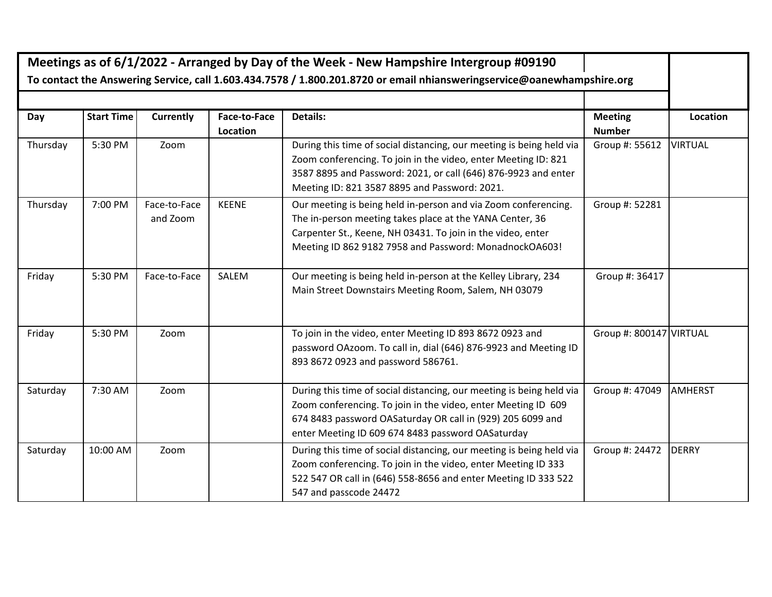**Meetings as of 6/1/2022 - Arranged by Day of the Week - New Hampshire Intergroup #09190**

**To contact the Answering Service, call 1.603.434.7578 / 1.800.201.8720 or email nhiansweringservice@oanewhampshire.org**

| Day | Start Time | Currently | Face-to-Face Location | Details: | Meeting Number | Location |
|---|---|---|---|---|---|---|
| Thursday | 5:30 PM | Zoom | | During this time of social distancing, our meeting is being held via Zoom conferencing. To join in the video, enter Meeting ID: 821 3587 8895 and Password: 2021, or call (646) 876-9923 and enter Meeting ID: 821 3587 8895 and Password: 2021. | Group #: 55612 | VIRTUAL |
| Thursday | 7:00 PM | Face-to-Face and Zoom | KEENE | Our meeting is being held in-person and via Zoom conferencing. The in-person meeting takes place at the YANA Center, 36 Carpenter St., Keene, NH 03431. To join in the video, enter Meeting ID 862 9182 7958 and Password: MonadnockOA603! | Group #: 52281 | |
| Friday | 5:30 PM | Face-to-Face | SALEM | Our meeting is being held in-person at the Kelley Library, 234 Main Street Downstairs Meeting Room, Salem, NH 03079 | Group #: 36417 | |
| Friday | 5:30 PM | Zoom | | To join in the video, enter Meeting ID 893 8672 0923 and password OAzoom. To call in, dial (646) 876-9923 and Meeting ID 893 8672 0923 and password 586761. | Group #: 800147 | VIRTUAL |
| Saturday | 7:30 AM | Zoom | | During this time of social distancing, our meeting is being held via Zoom conferencing. To join in the video, enter Meeting ID 609 674 8483 password OASaturday OR call in (929) 205 6099 and enter Meeting ID 609 674 8483 password OASaturday | Group #: 47049 | AMHERST |
| Saturday | 10:00 AM | Zoom | | During this time of social distancing, our meeting is being held via Zoom conferencing. To join in the video, enter Meeting ID 333 522 547 OR call in (646) 558-8656 and enter Meeting ID 333 522 547 and passcode 24472 | Group #: 24472 | DERRY |